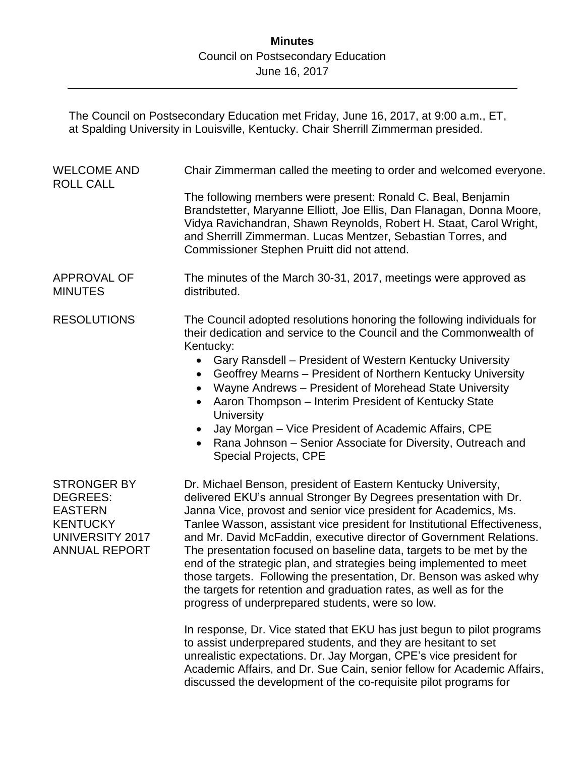# Minutes

Council on Postsecondary Education
June 16, 2017

---

The Council on Postsecondary Education met Friday, June 16, 2017, at 9:00 a.m., ET, at Spalding University in Louisville, Kentucky. Chair Sherrill Zimmerman presided.

## WELCOME AND ROLL CALL

Chair Zimmerman called the meeting to order and welcomed everyone.

The following members were present: Ronald C. Beal, Benjamin Brandstetter, Maryanne Elliott, Joe Ellis, Dan Flanagan, Donna Moore, Vidya Ravichandran, Shawn Reynolds, Robert H. Staat, Carol Wright, and Sherrill Zimmerman. Lucas Mentzer, Sebastian Torres, and Commissioner Stephen Pruitt did not attend.

## APPROVAL OF MINUTES

The minutes of the March 30-31, 2017, meetings were approved as distributed.

## RESOLUTIONS

The Council adopted resolutions honoring the following individuals for their dedication and service to the Council and the Commonwealth of Kentucky:

- Gary Ransdell – President of Western Kentucky University
- Geoffrey Mearns – President of Northern Kentucky University
- Wayne Andrews – President of Morehead State University
- Aaron Thompson – Interim President of Kentucky State University
- Jay Morgan – Vice President of Academic Affairs, CPE
- Rana Johnson – Senior Associate for Diversity, Outreach and Special Projects, CPE

## STRONGER BY DEGREES: EASTERN KENTUCKY UNIVERSITY 2017 ANNUAL REPORT

Dr. Michael Benson, president of Eastern Kentucky University, delivered EKU's annual Stronger By Degrees presentation with Dr. Janna Vice, provost and senior vice president for Academics, Ms. Tanlee Wasson, assistant vice president for Institutional Effectiveness, and Mr. David McFaddin, executive director of Government Relations. The presentation focused on baseline data, targets to be met by the end of the strategic plan, and strategies being implemented to meet those targets. Following the presentation, Dr. Benson was asked why the targets for retention and graduation rates, as well as for the progress of underprepared students, were so low.

In response, Dr. Vice stated that EKU has just begun to pilot programs to assist underprepared students, and they are hesitant to set unrealistic expectations. Dr. Jay Morgan, CPE's vice president for Academic Affairs, and Dr. Sue Cain, senior fellow for Academic Affairs, discussed the development of the co-requisite pilot programs for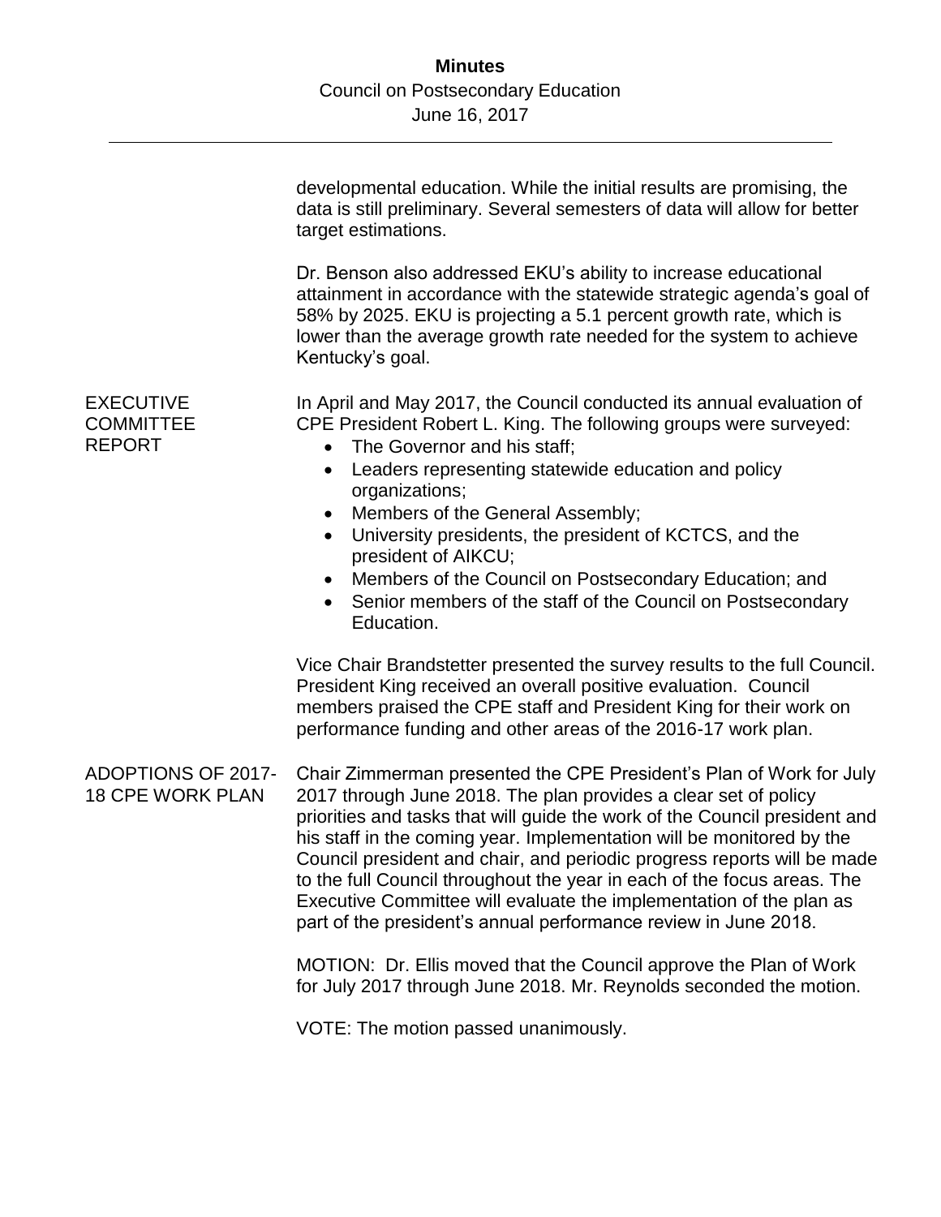developmental education. While the initial results are promising, the data is still preliminary. Several semesters of data will allow for better target estimations.

Dr. Benson also addressed EKU's ability to increase educational attainment in accordance with the statewide strategic agenda's goal of 58% by 2025. EKU is projecting a 5.1 percent growth rate, which is lower than the average growth rate needed for the system to achieve Kentucky's goal.

## EXECUTIVE COMMITTEE REPORT

In April and May 2017, the Council conducted its annual evaluation of CPE President Robert L. King. The following groups were surveyed:

- The Governor and his staff;
- Leaders representing statewide education and policy organizations;
- Members of the General Assembly;
- University presidents, the president of KCTCS, and the president of AIKCU;
- Members of the Council on Postsecondary Education; and
- Senior members of the staff of the Council on Postsecondary Education.

Vice Chair Brandstetter presented the survey results to the full Council. President King received an overall positive evaluation. Council members praised the CPE staff and President King for their work on performance funding and other areas of the 2016-17 work plan.

## ADOPTIONS OF 2017-18 CPE WORK PLAN

Chair Zimmerman presented the CPE President's Plan of Work for July 2017 through June 2018. The plan provides a clear set of policy priorities and tasks that will guide the work of the Council president and his staff in the coming year. Implementation will be monitored by the Council president and chair, and periodic progress reports will be made to the full Council throughout the year in each of the focus areas. The Executive Committee will evaluate the implementation of the plan as part of the president's annual performance review in June 2018.

MOTION: Dr. Ellis moved that the Council approve the Plan of Work for July 2017 through June 2018. Mr. Reynolds seconded the motion.

VOTE: The motion passed unanimously.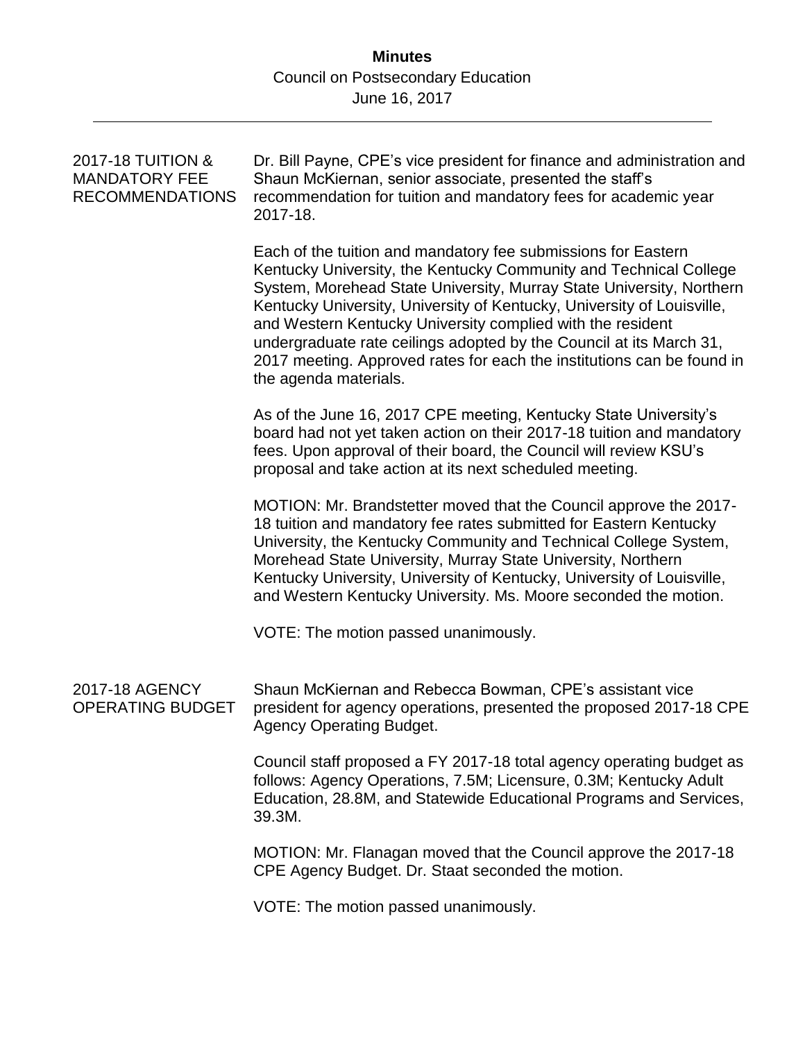## 2017-18 TUITION & MANDATORY FEE RECOMMENDATIONS

Dr. Bill Payne, CPE's vice president for finance and administration and Shaun McKiernan, senior associate, presented the staff's recommendation for tuition and mandatory fees for academic year 2017-18.

Each of the tuition and mandatory fee submissions for Eastern Kentucky University, the Kentucky Community and Technical College System, Morehead State University, Murray State University, Northern Kentucky University, University of Kentucky, University of Louisville, and Western Kentucky University complied with the resident undergraduate rate ceilings adopted by the Council at its March 31, 2017 meeting. Approved rates for each the institutions can be found in the agenda materials.

As of the June 16, 2017 CPE meeting, Kentucky State University's board had not yet taken action on their 2017-18 tuition and mandatory fees. Upon approval of their board, the Council will review KSU's proposal and take action at its next scheduled meeting.

MOTION: Mr. Brandstetter moved that the Council approve the 2017-18 tuition and mandatory fee rates submitted for Eastern Kentucky University, the Kentucky Community and Technical College System, Morehead State University, Murray State University, Northern Kentucky University, University of Kentucky, University of Louisville, and Western Kentucky University. Ms. Moore seconded the motion.

VOTE: The motion passed unanimously.

## 2017-18 AGENCY OPERATING BUDGET

Shaun McKiernan and Rebecca Bowman, CPE's assistant vice president for agency operations, presented the proposed 2017-18 CPE Agency Operating Budget.

Council staff proposed a FY 2017-18 total agency operating budget as follows: Agency Operations, 7.5M; Licensure, 0.3M; Kentucky Adult Education, 28.8M, and Statewide Educational Programs and Services, 39.3M.

MOTION: Mr. Flanagan moved that the Council approve the 2017-18 CPE Agency Budget. Dr. Staat seconded the motion.

VOTE: The motion passed unanimously.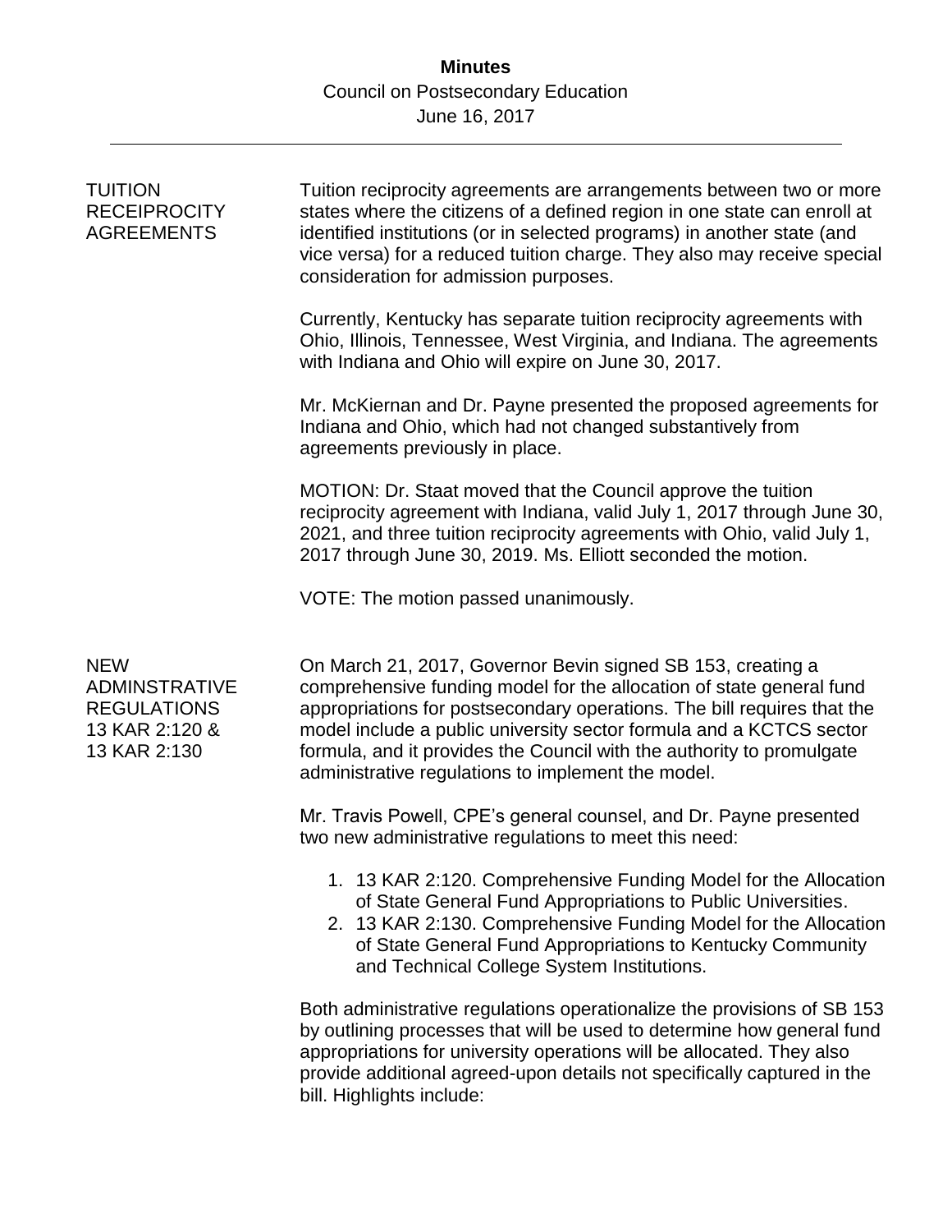TUITION RECEIPROCITY AGREEMENTS

Tuition reciprocity agreements are arrangements between two or more states where the citizens of a defined region in one state can enroll at identified institutions (or in selected programs) in another state (and vice versa) for a reduced tuition charge. They also may receive special consideration for admission purposes.

Currently, Kentucky has separate tuition reciprocity agreements with Ohio, Illinois, Tennessee, West Virginia, and Indiana. The agreements with Indiana and Ohio will expire on June 30, 2017.

Mr. McKiernan and Dr. Payne presented the proposed agreements for Indiana and Ohio, which had not changed substantively from agreements previously in place.

MOTION: Dr. Staat moved that the Council approve the tuition reciprocity agreement with Indiana, valid July 1, 2017 through June 30, 2021, and three tuition reciprocity agreements with Ohio, valid July 1, 2017 through June 30, 2019. Ms. Elliott seconded the motion.

VOTE: The motion passed unanimously.

NEW ADMINSTRATIVE REGULATIONS 13 KAR 2:120 & 13 KAR 2:130

On March 21, 2017, Governor Bevin signed SB 153, creating a comprehensive funding model for the allocation of state general fund appropriations for postsecondary operations. The bill requires that the model include a public university sector formula and a KCTCS sector formula, and it provides the Council with the authority to promulgate administrative regulations to implement the model.

Mr. Travis Powell, CPE's general counsel, and Dr. Payne presented two new administrative regulations to meet this need:

1. 13 KAR 2:120. Comprehensive Funding Model for the Allocation of State General Fund Appropriations to Public Universities.
2. 13 KAR 2:130. Comprehensive Funding Model for the Allocation of State General Fund Appropriations to Kentucky Community and Technical College System Institutions.

Both administrative regulations operationalize the provisions of SB 153 by outlining processes that will be used to determine how general fund appropriations for university operations will be allocated. They also provide additional agreed-upon details not specifically captured in the bill. Highlights include: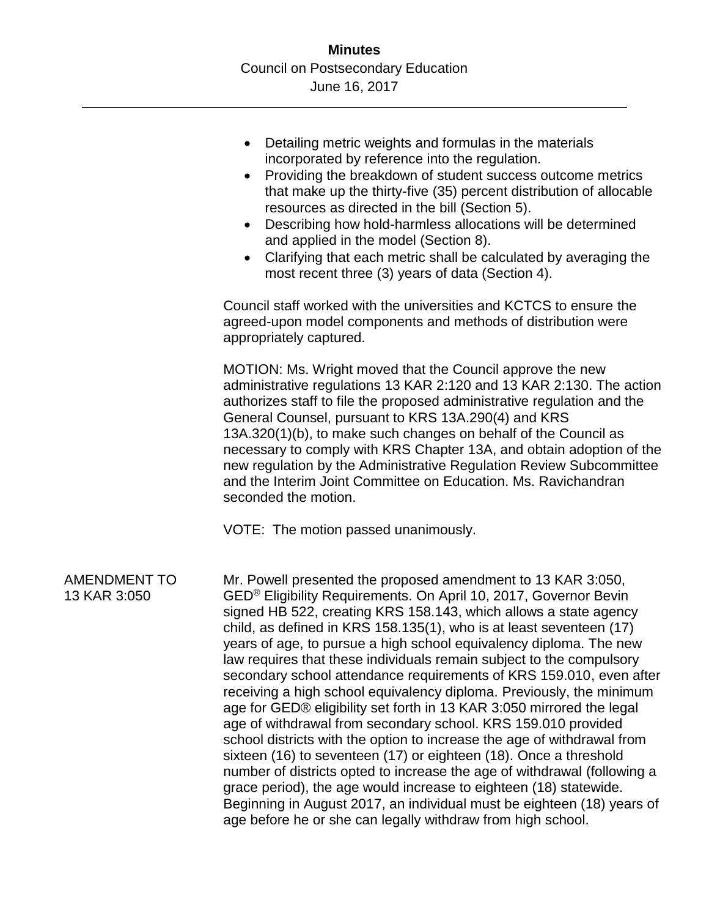- Detailing metric weights and formulas in the materials incorporated by reference into the regulation.
- Providing the breakdown of student success outcome metrics that make up the thirty-five (35) percent distribution of allocable resources as directed in the bill (Section 5).
- Describing how hold-harmless allocations will be determined and applied in the model (Section 8).
- Clarifying that each metric shall be calculated by averaging the most recent three (3) years of data (Section 4).

Council staff worked with the universities and KCTCS to ensure the agreed-upon model components and methods of distribution were appropriately captured.

MOTION: Ms. Wright moved that the Council approve the new administrative regulations 13 KAR 2:120 and 13 KAR 2:130. The action authorizes staff to file the proposed administrative regulation and the General Counsel, pursuant to KRS 13A.290(4) and KRS 13A.320(1)(b), to make such changes on behalf of the Council as necessary to comply with KRS Chapter 13A, and obtain adoption of the new regulation by the Administrative Regulation Review Subcommittee and the Interim Joint Committee on Education. Ms. Ravichandran seconded the motion.

VOTE: The motion passed unanimously.

**AMENDMENT TO 13 KAR 3:050**

Mr. Powell presented the proposed amendment to 13 KAR 3:050, GED® Eligibility Requirements. On April 10, 2017, Governor Bevin signed HB 522, creating KRS 158.143, which allows a state agency child, as defined in KRS 158.135(1), who is at least seventeen (17) years of age, to pursue a high school equivalency diploma. The new law requires that these individuals remain subject to the compulsory secondary school attendance requirements of KRS 159.010, even after receiving a high school equivalency diploma. Previously, the minimum age for GED® eligibility set forth in 13 KAR 3:050 mirrored the legal age of withdrawal from secondary school. KRS 159.010 provided school districts with the option to increase the age of withdrawal from sixteen (16) to seventeen (17) or eighteen (18). Once a threshold number of districts opted to increase the age of withdrawal (following a grace period), the age would increase to eighteen (18) statewide. Beginning in August 2017, an individual must be eighteen (18) years of age before he or she can legally withdraw from high school.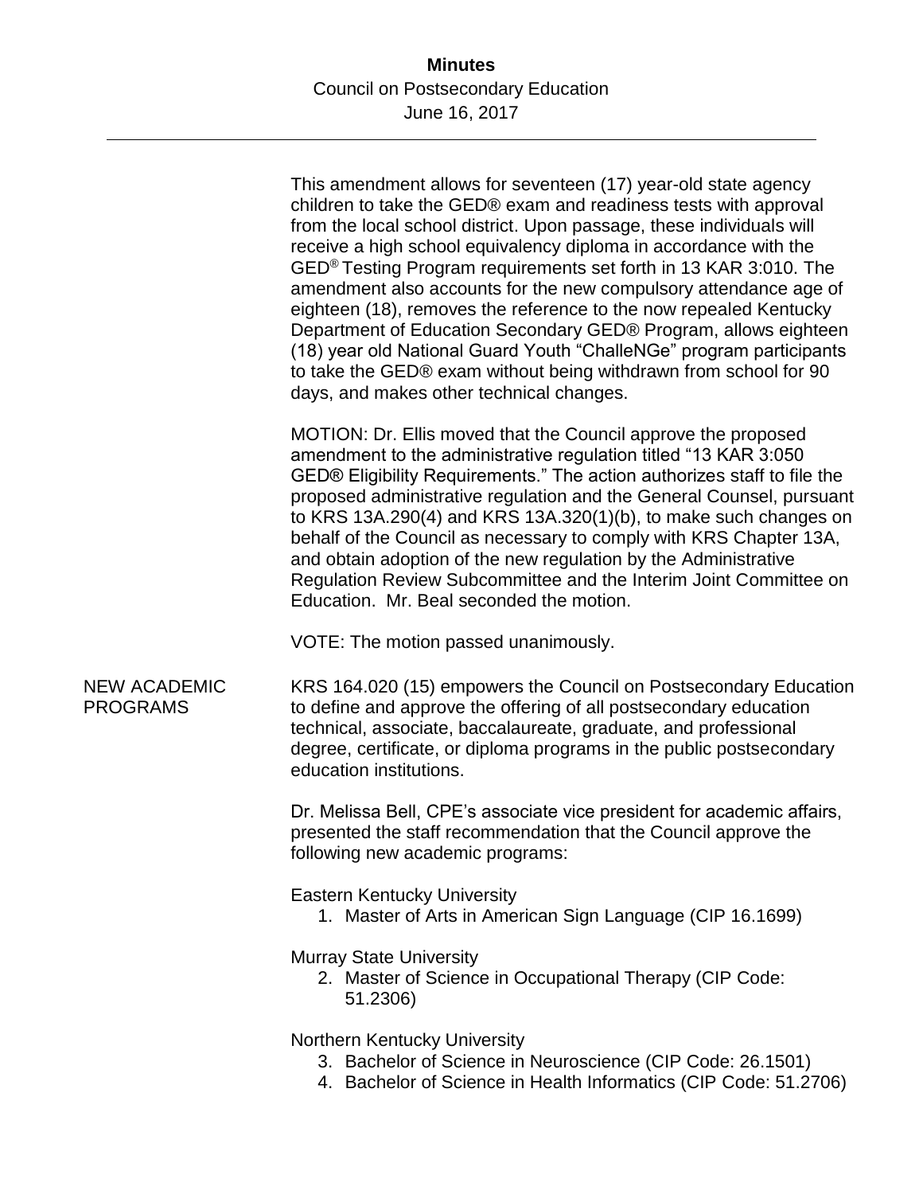This amendment allows for seventeen (17) year-old state agency children to take the GED® exam and readiness tests with approval from the local school district. Upon passage, these individuals will receive a high school equivalency diploma in accordance with the GED® Testing Program requirements set forth in 13 KAR 3:010. The amendment also accounts for the new compulsory attendance age of eighteen (18), removes the reference to the now repealed Kentucky Department of Education Secondary GED® Program, allows eighteen (18) year old National Guard Youth "ChalleNGe" program participants to take the GED® exam without being withdrawn from school for 90 days, and makes other technical changes.

MOTION: Dr. Ellis moved that the Council approve the proposed amendment to the administrative regulation titled "13 KAR 3:050 GED® Eligibility Requirements." The action authorizes staff to file the proposed administrative regulation and the General Counsel, pursuant to KRS 13A.290(4) and KRS 13A.320(1)(b), to make such changes on behalf of the Council as necessary to comply with KRS Chapter 13A, and obtain adoption of the new regulation by the Administrative Regulation Review Subcommittee and the Interim Joint Committee on Education. Mr. Beal seconded the motion.

VOTE: The motion passed unanimously.

NEW ACADEMIC PROGRAMS

KRS 164.020 (15) empowers the Council on Postsecondary Education to define and approve the offering of all postsecondary education technical, associate, baccalaureate, graduate, and professional degree, certificate, or diploma programs in the public postsecondary education institutions.

Dr. Melissa Bell, CPE's associate vice president for academic affairs, presented the staff recommendation that the Council approve the following new academic programs:

Eastern Kentucky University

1. Master of Arts in American Sign Language (CIP 16.1699)

Murray State University

2. Master of Science in Occupational Therapy (CIP Code: 51.2306)

Northern Kentucky University

3. Bachelor of Science in Neuroscience (CIP Code: 26.1501)
4. Bachelor of Science in Health Informatics (CIP Code: 51.2706)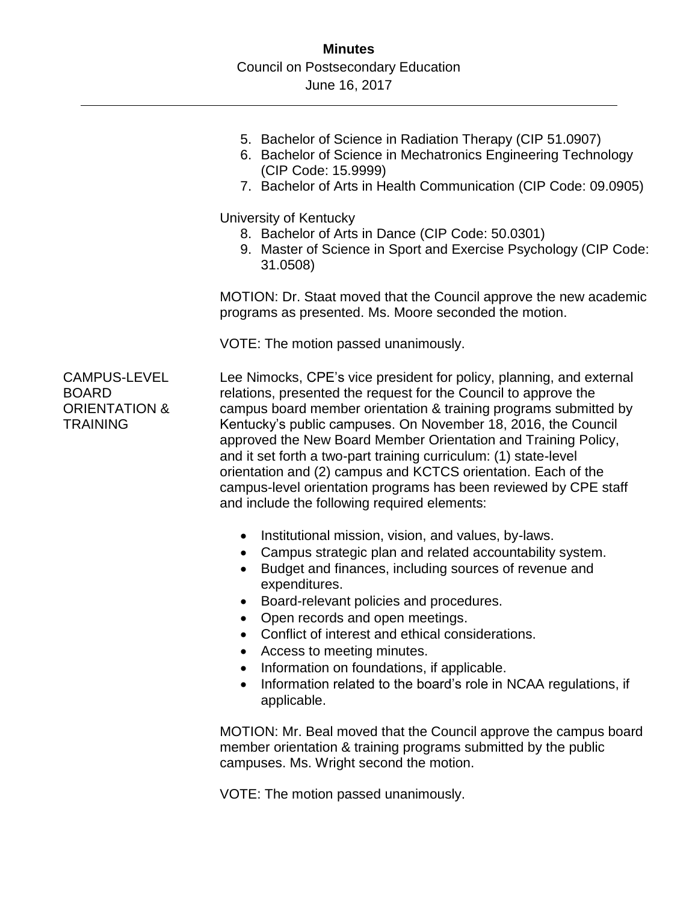5. Bachelor of Science in Radiation Therapy (CIP 51.0907)
6. Bachelor of Science in Mechatronics Engineering Technology (CIP Code: 15.9999)
7. Bachelor of Arts in Health Communication (CIP Code: 09.0905)

University of Kentucky

8. Bachelor of Arts in Dance (CIP Code: 50.0301)
9. Master of Science in Sport and Exercise Psychology (CIP Code: 31.0508)

MOTION: Dr. Staat moved that the Council approve the new academic programs as presented. Ms. Moore seconded the motion.

VOTE: The motion passed unanimously.

**CAMPUS-LEVEL BOARD ORIENTATION & TRAINING**

Lee Nimocks, CPE's vice president for policy, planning, and external relations, presented the request for the Council to approve the campus board member orientation & training programs submitted by Kentucky's public campuses. On November 18, 2016, the Council approved the New Board Member Orientation and Training Policy, and it set forth a two-part training curriculum: (1) state-level orientation and (2) campus and KCTCS orientation. Each of the campus-level orientation programs has been reviewed by CPE staff and include the following required elements:

- Institutional mission, vision, and values, by-laws.
- Campus strategic plan and related accountability system.
- Budget and finances, including sources of revenue and expenditures.
- Board-relevant policies and procedures.
- Open records and open meetings.
- Conflict of interest and ethical considerations.
- Access to meeting minutes.
- Information on foundations, if applicable.
- Information related to the board's role in NCAA regulations, if applicable.

MOTION: Mr. Beal moved that the Council approve the campus board member orientation & training programs submitted by the public campuses. Ms. Wright second the motion.

VOTE: The motion passed unanimously.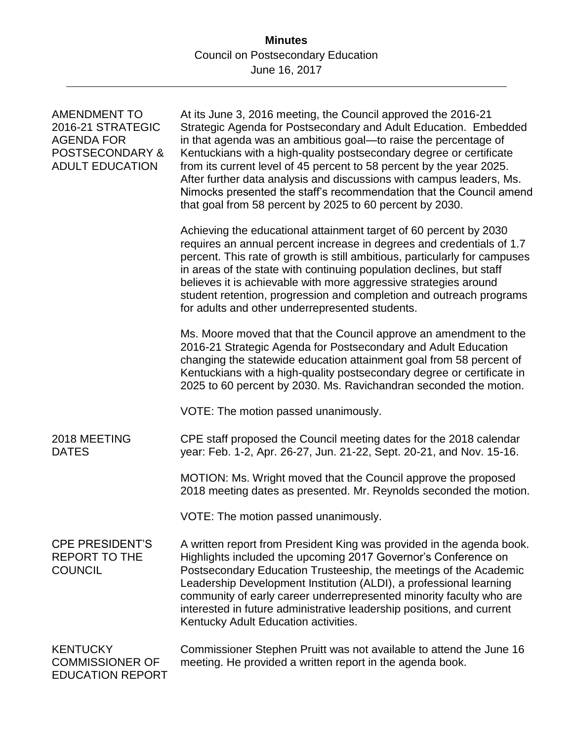**Minutes**
Council on Postsecondary Education
June 16, 2017

---

**AMENDMENT TO 2016-21 STRATEGIC AGENDA FOR POSTSECONDARY & ADULT EDUCATION**

At its June 3, 2016 meeting, the Council approved the 2016-21 Strategic Agenda for Postsecondary and Adult Education. Embedded in that agenda was an ambitious goal—to raise the percentage of Kentuckians with a high-quality postsecondary degree or certificate from its current level of 45 percent to 58 percent by the year 2025. After further data analysis and discussions with campus leaders, Ms. Nimocks presented the staff's recommendation that the Council amend that goal from 58 percent by 2025 to 60 percent by 2030.

Achieving the educational attainment target of 60 percent by 2030 requires an annual percent increase in degrees and credentials of 1.7 percent. This rate of growth is still ambitious, particularly for campuses in areas of the state with continuing population declines, but staff believes it is achievable with more aggressive strategies around student retention, progression and completion and outreach programs for adults and other underrepresented students.

Ms. Moore moved that that the Council approve an amendment to the 2016-21 Strategic Agenda for Postsecondary and Adult Education changing the statewide education attainment goal from 58 percent of Kentuckians with a high-quality postsecondary degree or certificate in 2025 to 60 percent by 2030. Ms. Ravichandran seconded the motion.

VOTE: The motion passed unanimously.

**2018 MEETING DATES**

CPE staff proposed the Council meeting dates for the 2018 calendar year: Feb. 1-2, Apr. 26-27, Jun. 21-22, Sept. 20-21, and Nov. 15-16.

MOTION: Ms. Wright moved that the Council approve the proposed 2018 meeting dates as presented. Mr. Reynolds seconded the motion.

VOTE: The motion passed unanimously.

**CPE PRESIDENT'S REPORT TO THE COUNCIL**

A written report from President King was provided in the agenda book. Highlights included the upcoming 2017 Governor's Conference on Postsecondary Education Trusteeship, the meetings of the Academic Leadership Development Institution (ALDI), a professional learning community of early career underrepresented minority faculty who are interested in future administrative leadership positions, and current Kentucky Adult Education activities.

**KENTUCKY COMMISSIONER OF EDUCATION REPORT**

Commissioner Stephen Pruitt was not available to attend the June 16 meeting. He provided a written report in the agenda book.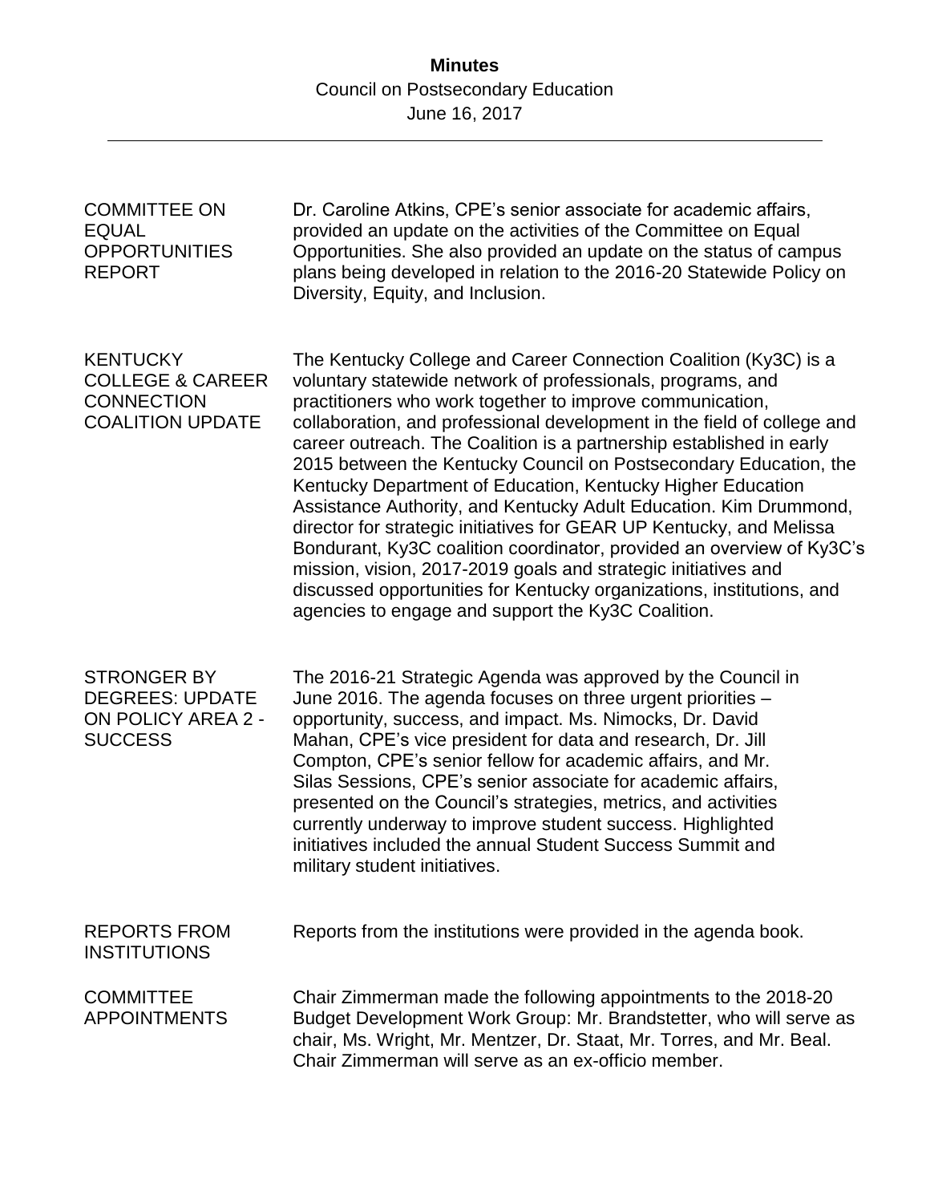COMMITTEE ON EQUAL OPPORTUNITIES REPORT

Dr. Caroline Atkins, CPE's senior associate for academic affairs, provided an update on the activities of the Committee on Equal Opportunities. She also provided an update on the status of campus plans being developed in relation to the 2016-20 Statewide Policy on Diversity, Equity, and Inclusion.

KENTUCKY COLLEGE & CAREER CONNECTION COALITION UPDATE

The Kentucky College and Career Connection Coalition (Ky3C) is a voluntary statewide network of professionals, programs, and practitioners who work together to improve communication, collaboration, and professional development in the field of college and career outreach. The Coalition is a partnership established in early 2015 between the Kentucky Council on Postsecondary Education, the Kentucky Department of Education, Kentucky Higher Education Assistance Authority, and Kentucky Adult Education. Kim Drummond, director for strategic initiatives for GEAR UP Kentucky, and Melissa Bondurant, Ky3C coalition coordinator, provided an overview of Ky3C's mission, vision, 2017-2019 goals and strategic initiatives and discussed opportunities for Kentucky organizations, institutions, and agencies to engage and support the Ky3C Coalition.

STRONGER BY DEGREES: UPDATE ON POLICY AREA 2 - SUCCESS

The 2016-21 Strategic Agenda was approved by the Council in June 2016. The agenda focuses on three urgent priorities – opportunity, success, and impact. Ms. Nimocks, Dr. David Mahan, CPE's vice president for data and research, Dr. Jill Compton, CPE's senior fellow for academic affairs, and Mr. Silas Sessions, CPE's senior associate for academic affairs, presented on the Council's strategies, metrics, and activities currently underway to improve student success. Highlighted initiatives included the annual Student Success Summit and military student initiatives.

REPORTS FROM INSTITUTIONS

Reports from the institutions were provided in the agenda book.

COMMITTEE APPOINTMENTS

Chair Zimmerman made the following appointments to the 2018-20 Budget Development Work Group: Mr. Brandstetter, who will serve as chair, Ms. Wright, Mr. Mentzer, Dr. Staat, Mr. Torres, and Mr. Beal. Chair Zimmerman will serve as an ex-officio member.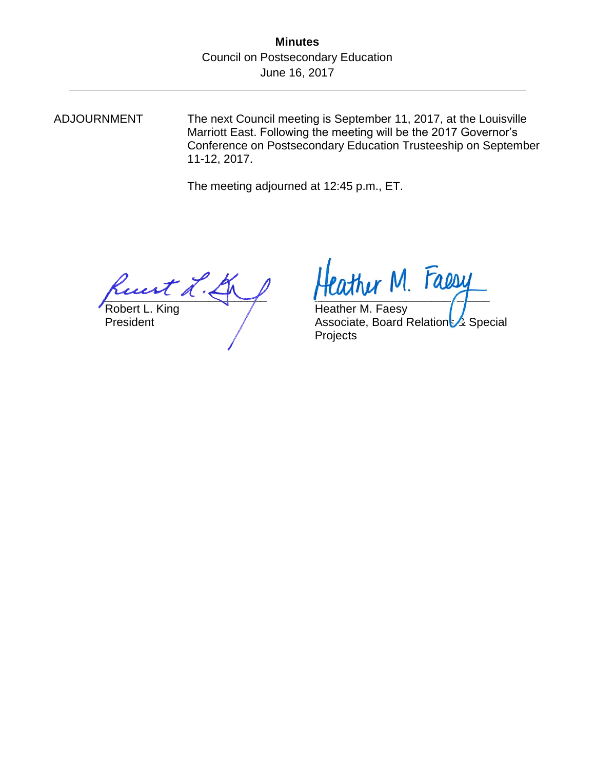**Minutes**
Council on Postsecondary Education
June 16, 2017

---

ADJOURNMENT

The next Council meeting is September 11, 2017, at the Louisville Marriott East. Following the meeting will be the 2017 Governor's Conference on Postsecondary Education Trusteeship on September 11-12, 2017.

The meeting adjourned at 12:45 p.m., ET.

Robert L. King
President

Heather M. Faesy
Associate, Board Relations & Special Projects